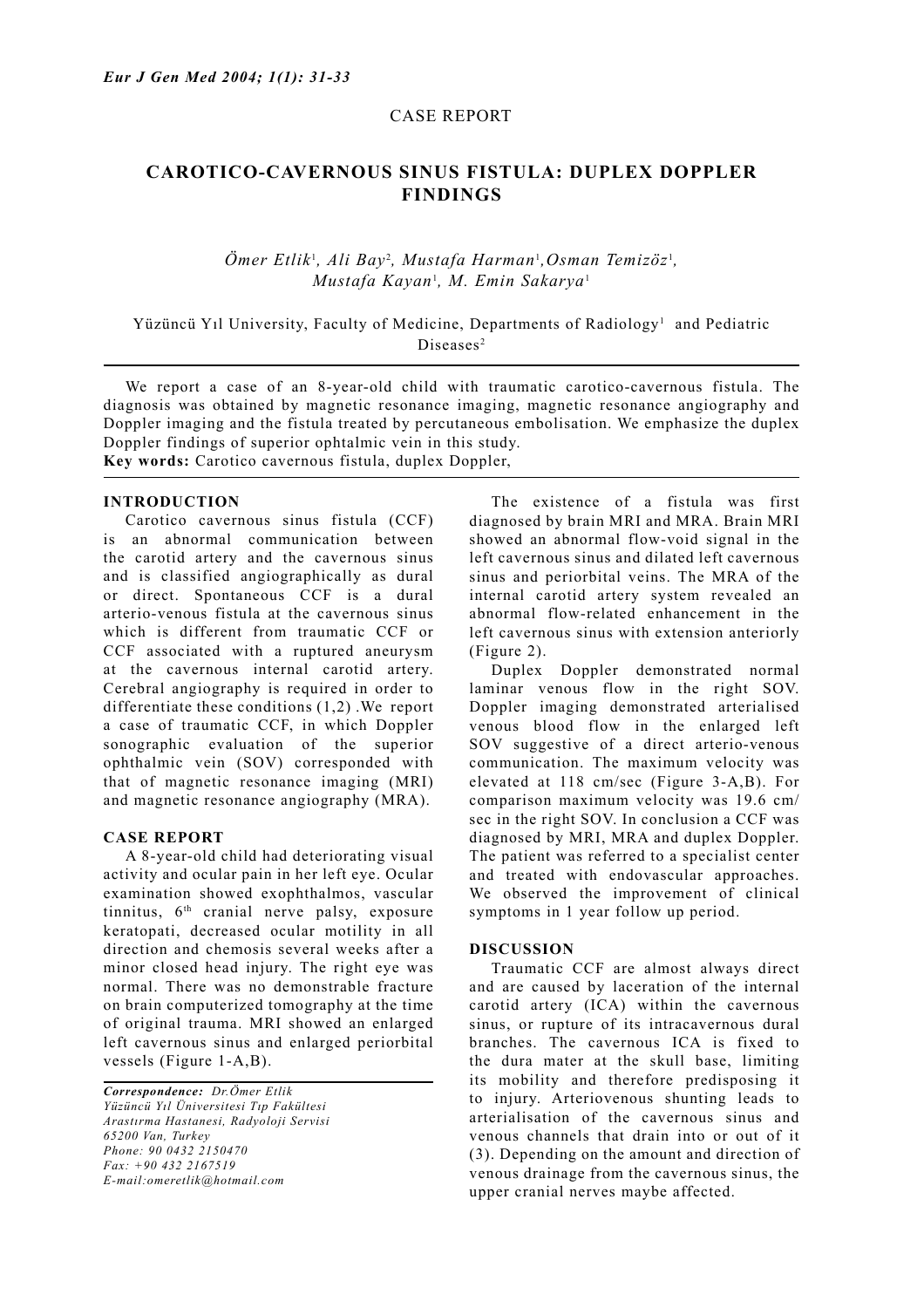CASE REPORT

# CAROTICO-CAVERNOUS SINUS FISTULA: DUPLEX DOPPLER FINDINGS

*Ömer Etlik*[1], *Ali Bay*[2], *Mustafa Harman*[1], *Osman Temizöz*[1], *Mustafa Kayan*[1], *M. Emin Sakarya*[1]

Yüzüncü Yıl University, Faculty of Medicine, Departments of Radiology[1] and Pediatric Diseases[2]

We report a case of an 8-year-old child with traumatic carotico-cavernous fistula. The diagnosis was obtained by magnetic resonance imaging, magnetic resonance angiography and Doppler imaging and the fistula treated by percutaneous embolisation. We emphasize the duplex Doppler findings of superior ophtalmic vein in this study.

**Key words:** Carotico cavernous fistula, duplex Doppler,

## INTRODUCTION

Carotico cavernous sinus fistula (CCF) is an abnormal communication between the carotid artery and the cavernous sinus and is classified angiographically as dural or direct. Spontaneous CCF is a dural arterio-venous fistula at the cavernous sinus which is different from traumatic CCF or CCF associated with a ruptured aneurysm at the cavernous internal carotid artery. Cerebral angiography is required in order to differentiate these conditions (1,2) .We report a case of traumatic CCF, in which Doppler sonographic evaluation of the superior ophthalmic vein (SOV) corresponded with that of magnetic resonance imaging (MRI) and magnetic resonance angiography (MRA).

## CASE REPORT

A 8-year-old child had deteriorating visual activity and ocular pain in her left eye. Ocular examination showed exophthalmos, vascular tinnitus, 6[th] cranial nerve palsy, exposure keratopati, decreased ocular motility in all direction and chemosis several weeks after a minor closed head injury. The right eye was normal. There was no demonstrable fracture on brain computerized tomography at the time of original trauma. MRI showed an enlarged left cavernous sinus and enlarged periorbital vessels (Figure 1-A,B).

The existence of a fistula was first diagnosed by brain MRI and MRA. Brain MRI showed an abnormal flow-void signal in the left cavernous sinus and dilated left cavernous sinus and periorbital veins. The MRA of the internal carotid artery system revealed an abnormal flow-related enhancement in the left cavernous sinus with extension anteriorly (Figure 2).

Duplex Doppler demonstrated normal laminar venous flow in the right SOV. Doppler imaging demonstrated arterialised venous blood flow in the enlarged left SOV suggestive of a direct arterio-venous communication. The maximum velocity was elevated at 118 cm/sec (Figure 3-A,B). For comparison maximum velocity was 19.6 cm/sec in the right SOV. In conclusion a CCF was diagnosed by MRI, MRA and duplex Doppler. The patient was referred to a specialist center and treated with endovascular approaches. We observed the improvement of clinical symptoms in 1 year follow up period.

## DISCUSSION

Traumatic CCF are almost always direct and are caused by laceration of the internal carotid artery (ICA) within the cavernous sinus, or rupture of its intracavernous dural branches. The cavernous ICA is fixed to the dura mater at the skull base, limiting its mobility and therefore predisposing it to injury. Arteriovenous shunting leads to arterialisation of the cavernous sinus and venous channels that drain into or out of it (3). Depending on the amount and direction of venous drainage from the cavernous sinus, the upper cranial nerves maybe affected.

*Correspondence: Dr.Ömer Etlik*
*Yüzüncü Yıl Üniversitesi Tıp Fakültesi*
*Arastırma Hastanesi, Radyoloji Servisi*
*65200 Van, Turkey*
*Phone: 90 0432 2150470*
*Fax: +90 432 2167519*
*E-mail:omeretlik@hotmail.com*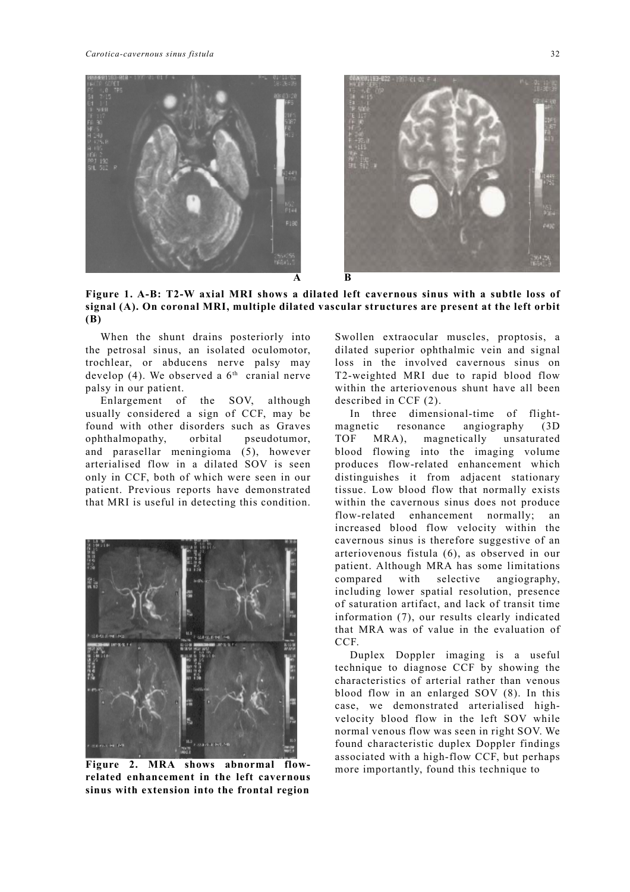**Figure 1. A-B: T2-W axial MRI shows a dilated left cavernous sinus with a subtle loss of signal (A). On coronal MRI, multiple dilated vascular structures are present at the left orbit (B)**

When the shunt drains posteriorly into the petrosal sinus, an isolated oculomotor, trochlear, or abducens nerve palsy may develop (4). We observed a 6th cranial nerve palsy in our patient.

Enlargement of the SOV, although usually considered a sign of CCF, may be found with other disorders such as Graves ophthalmopathy, orbital pseudotumor, and parasellar meningioma (5), however arterialised flow in a dilated SOV is seen only in CCF, both of which were seen in our patient. Previous reports have demonstrated that MRI is useful in detecting this condition.

**Figure 2. MRA shows abnormal flow-related enhancement in the left cavernous sinus with extension into the frontal region**

Swollen extraocular muscles, proptosis, a dilated superior ophthalmic vein and signal loss in the involved cavernous sinus on T2-weighted MRI due to rapid blood flow within the arteriovenous shunt have all been described in CCF (2).

In three dimensional-time of flight-magnetic resonance angiography (3D TOF MRA), magnetically unsaturated blood flowing into the imaging volume produces flow-related enhancement which distinguishes it from adjacent stationary tissue. Low blood flow that normally exists within the cavernous sinus does not produce flow-related enhancement normally; an increased blood flow velocity within the cavernous sinus is therefore suggestive of an arteriovenous fistula (6), as observed in our patient. Although MRA has some limitations compared with selective angiography, including lower spatial resolution, presence of saturation artifact, and lack of transit time information (7), our results clearly indicated that MRA was of value in the evaluation of CCF.

Duplex Doppler imaging is a useful technique to diagnose CCF by showing the characteristics of arterial rather than venous blood flow in an enlarged SOV (8). In this case, we demonstrated arterialised high-velocity blood flow in the left SOV while normal venous flow was seen in right SOV. We found characteristic duplex Doppler findings associated with a high-flow CCF, but perhaps more importantly, found this technique to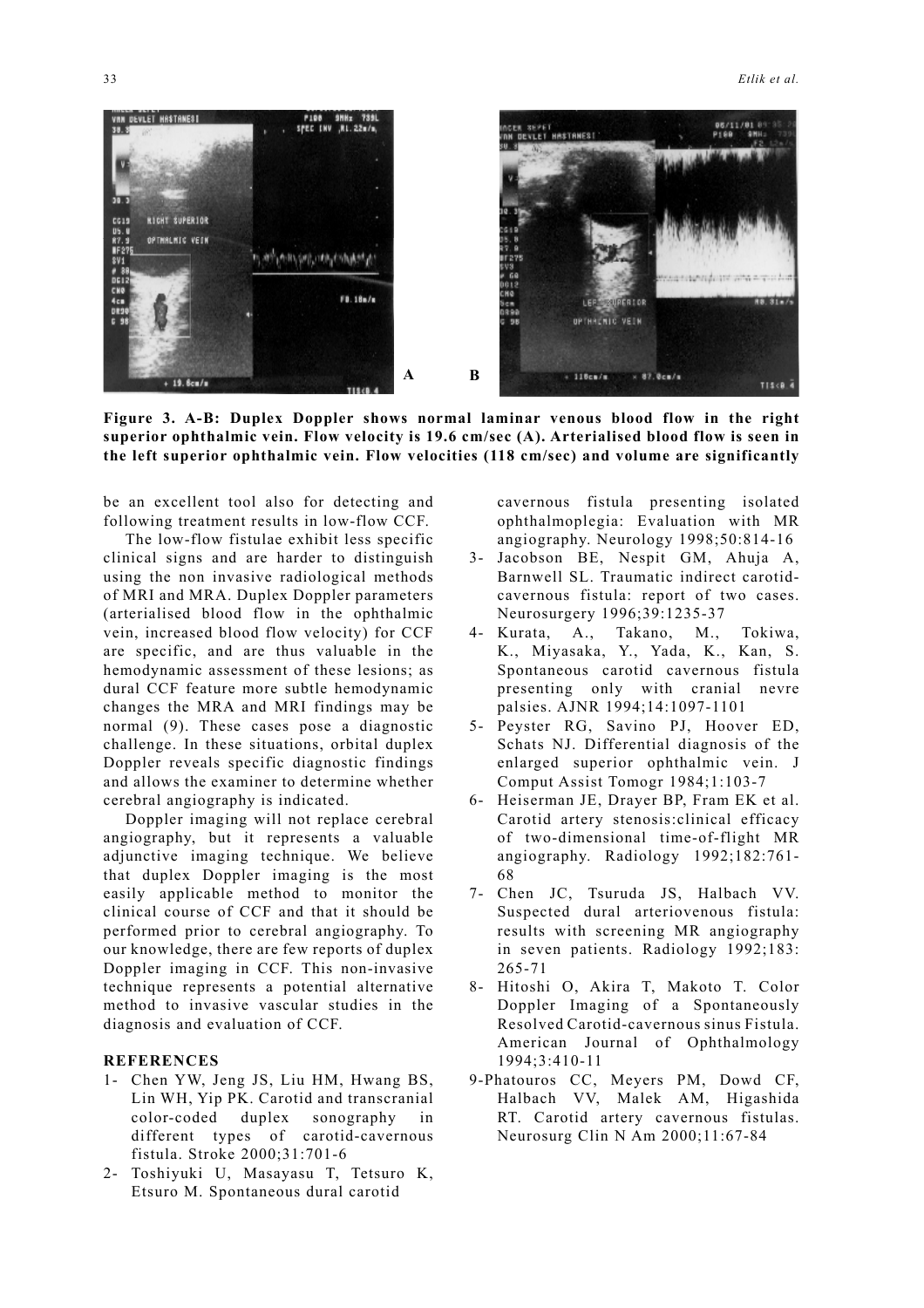**Figure 3. A-B: Duplex Doppler shows normal laminar venous blood flow in the right superior ophthalmic vein. Flow velocity is 19.6 cm/sec (A). Arterialised blood flow is seen in the left superior ophthalmic vein. Flow velocities (118 cm/sec) and volume are significantly**

be an excellent tool also for detecting and following treatment results in low-flow CCF.

The low-flow fistulae exhibit less specific clinical signs and are harder to distinguish using the non invasive radiological methods of MRI and MRA. Duplex Doppler parameters (arterialised blood flow in the ophthalmic vein, increased blood flow velocity) for CCF are specific, and are thus valuable in the hemodynamic assessment of these lesions; as dural CCF feature more subtle hemodynamic changes the MRA and MRI findings may be normal (9). These cases pose a diagnostic challenge. In these situations, orbital duplex Doppler reveals specific diagnostic findings and allows the examiner to determine whether cerebral angiography is indicated.

Doppler imaging will not replace cerebral angiography, but it represents a valuable adjunctive imaging technique. We believe that duplex Doppler imaging is the most easily applicable method to monitor the clinical course of CCF and that it should be performed prior to cerebral angiography. To our knowledge, there are few reports of duplex Doppler imaging in CCF. This non-invasive technique represents a potential alternative method to invasive vascular studies in the diagnosis and evaluation of CCF.

## REFERENCES

1- Chen YW, Jeng JS, Liu HM, Hwang BS, Lin WH, Yip PK. Carotid and transcranial color-coded duplex sonography in different types of carotid-cavernous fistula. Stroke 2000;31:701-6

2- Toshiyuki U, Masayasu T, Tetsuro K, Etsuro M. Spontaneous dural carotid cavernous fistula presenting isolated ophthalmoplegia: Evaluation with MR angiography. Neurology 1998;50:814-16

3- Jacobson BE, Nespit GM, Ahuja A, Barnwell SL. Traumatic indirect carotid-cavernous fistula: report of two cases. Neurosurgery 1996;39:1235-37

4- Kurata, A., Takano, M., Tokiwa, K., Miyasaka, Y., Yada, K., Kan, S. Spontaneous carotid cavernous fistula presenting only with cranial nevre palsies. AJNR 1994;14:1097-1101

5- Peyster RG, Savino PJ, Hoover ED, Schats NJ. Differential diagnosis of the enlarged superior ophthalmic vein. J Comput Assist Tomogr 1984;1:103-7

6- Heiserman JE, Drayer BP, Fram EK et al. Carotid artery stenosis:clinical efficacy of two-dimensional time-of-flight MR angiography. Radiology 1992;182:761-68

7- Chen JC, Tsuruda JS, Halbach VV. Suspected dural arteriovenous fistula: results with screening MR angiography in seven patients. Radiology 1992;183: 265-71

8- Hitoshi O, Akira T, Makoto T. Color Doppler Imaging of a Spontaneously Resolved Carotid-cavernous sinus Fistula. American Journal of Ophthalmology 1994;3:410-11

9-Phatouros CC, Meyers PM, Dowd CF, Halbach VV, Malek AM, Higashida RT. Carotid artery cavernous fistulas. Neurosurg Clin N Am 2000;11:67-84